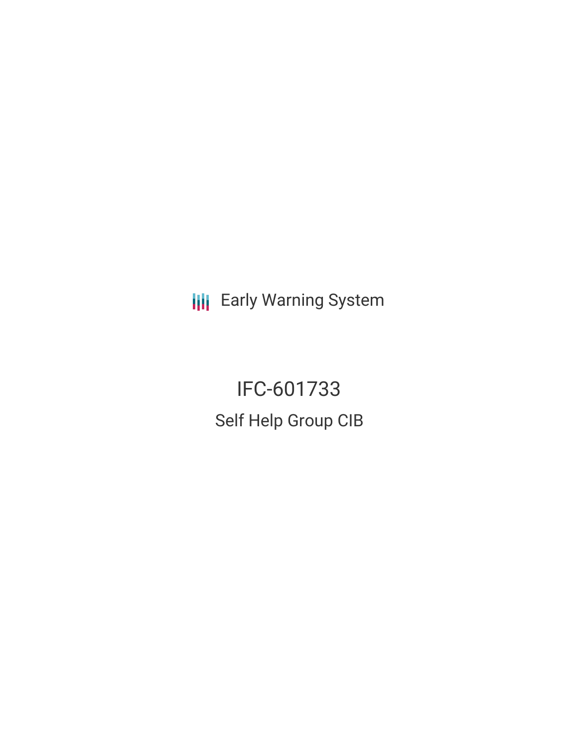Early Warning System

# IFC-601733

## Self Help Group CIB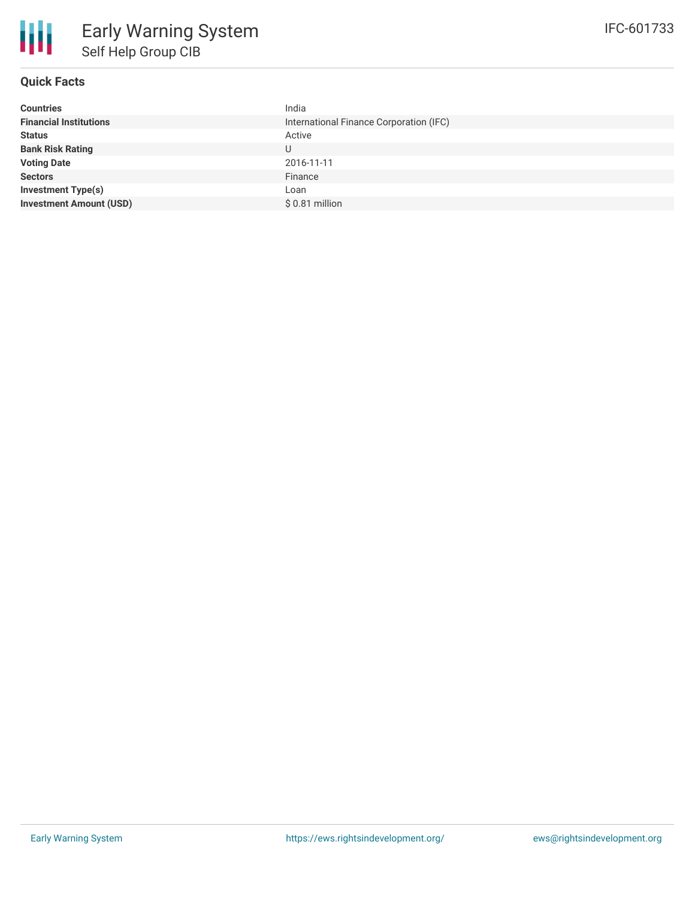# Early Warning System

## Self Help Group CIB

IFC-601733

### Quick Facts

| | |
|---|---|
| **Countries** | India |
| **Financial Institutions** | International Finance Corporation (IFC) |
| **Status** | Active |
| **Bank Risk Rating** | U |
| **Voting Date** | 2016-11-11 |
| **Sectors** | Finance |
| **Investment Type(s)** | Loan |
| **Investment Amount (USD)** | $ 0.81 million |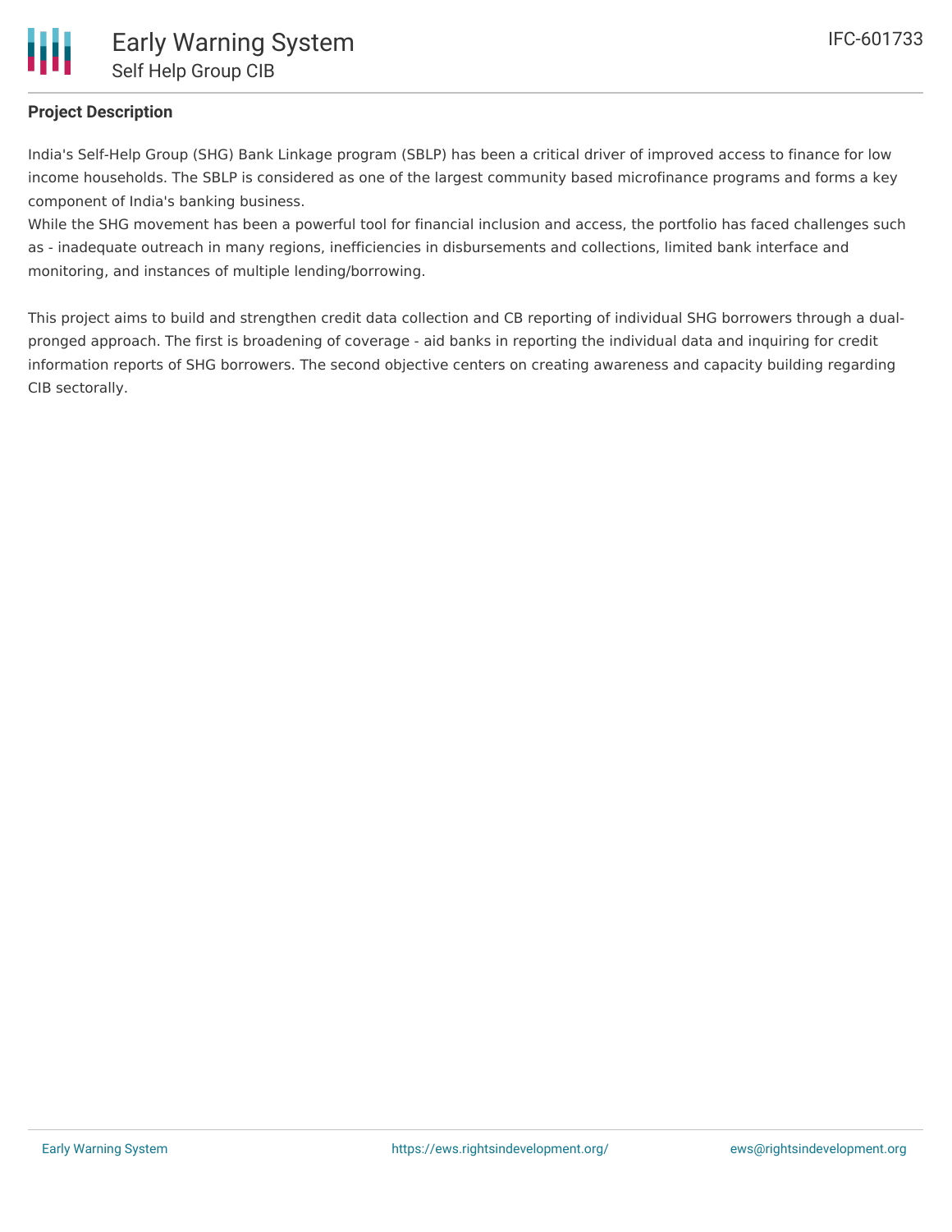## Project Description

India's Self-Help Group (SHG) Bank Linkage program (SBLP) has been a critical driver of improved access to finance for low income households. The SBLP is considered as one of the largest community based microfinance programs and forms a key component of India's banking business.
While the SHG movement has been a powerful tool for financial inclusion and access, the portfolio has faced challenges such as - inadequate outreach in many regions, inefficiencies in disbursements and collections, limited bank interface and monitoring, and instances of multiple lending/borrowing.

This project aims to build and strengthen credit data collection and CB reporting of individual SHG borrowers through a dual-pronged approach. The first is broadening of coverage - aid banks in reporting the individual data and inquiring for credit information reports of SHG borrowers. The second objective centers on creating awareness and capacity building regarding CIB sectorally.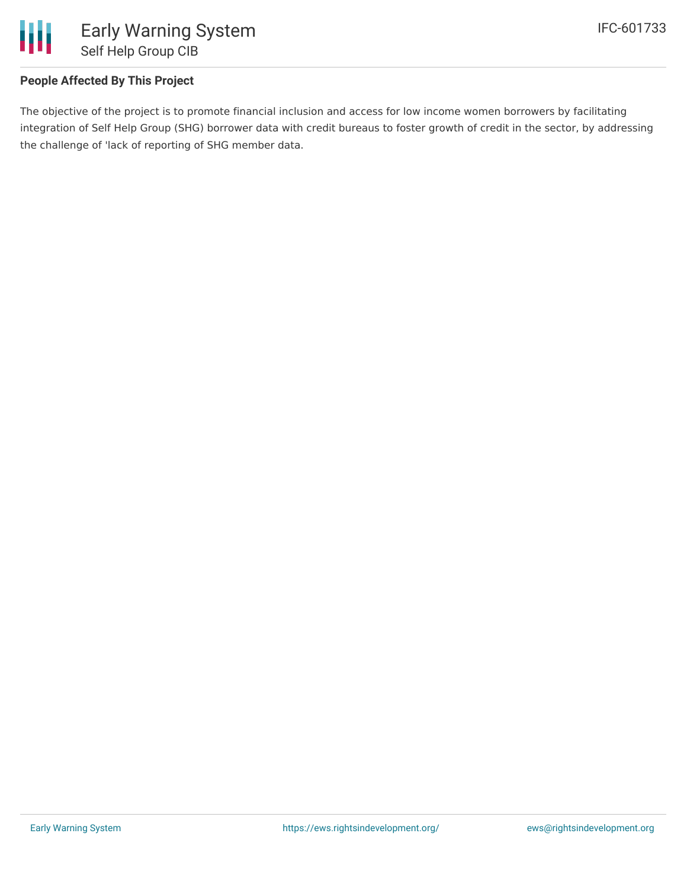**People Affected By This Project**

The objective of the project is to promote financial inclusion and access for low income women borrowers by facilitating integration of Self Help Group (SHG) borrower data with credit bureaus to foster growth of credit in the sector, by addressing the challenge of 'lack of reporting of SHG member data.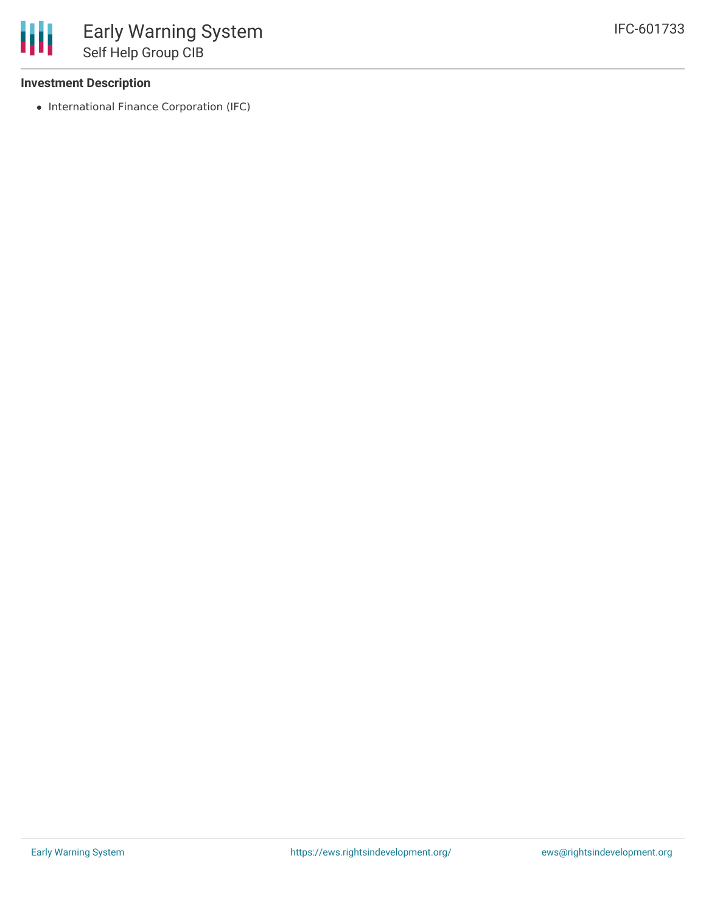**Investment Description**

- International Finance Corporation (IFC)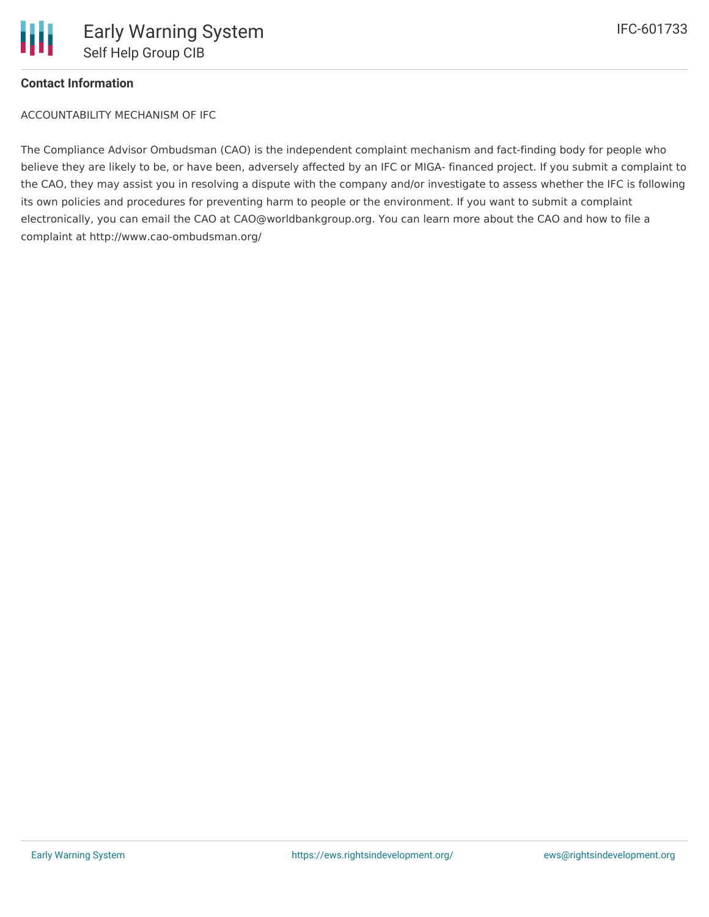**Contact Information**

ACCOUNTABILITY MECHANISM OF IFC

The Compliance Advisor Ombudsman (CAO) is the independent complaint mechanism and fact-finding body for people who believe they are likely to be, or have been, adversely affected by an IFC or MIGA- financed project. If you submit a complaint to the CAO, they may assist you in resolving a dispute with the company and/or investigate to assess whether the IFC is following its own policies and procedures for preventing harm to people or the environment. If you want to submit a complaint electronically, you can email the CAO at CAO@worldbankgroup.org. You can learn more about the CAO and how to file a complaint at http://www.cao-ombudsman.org/